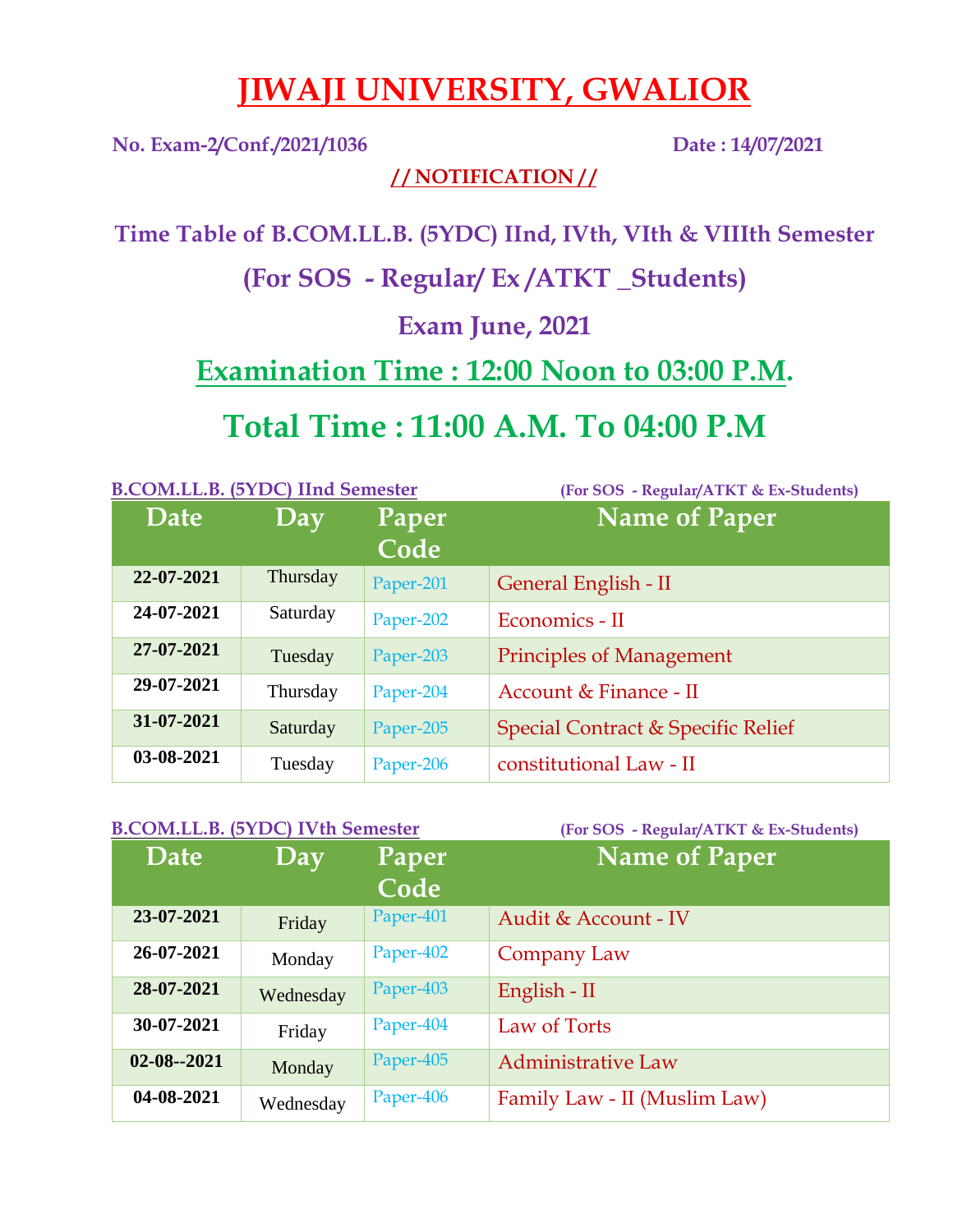# JIWAJI UNIVERSITY, GWALIOR

**No. Exam-2/Conf./2021/1036** **Date : 14/07/2021**

**// NOTIFICATION //**

## Time Table of B.COM.LL.B. (5YDC) IInd, IVth, VIth & VIIIth Semester

## (For SOS - Regular/ Ex /ATKT _Students)

## Exam June, 2021

## Examination Time : 12:00 Noon to 03:00 P.M.

## Total Time : 11:00 A.M. To 04:00 P.M

**B.COM.LL.B. (5YDC) IInd Semester** **(For SOS - Regular/ATKT & Ex-Students)**

| Date | Day | Paper Code | Name of Paper |
|---|---|---|---|
| 22-07-2021 | Thursday | Paper-201 | General English - II |
| 24-07-2021 | Saturday | Paper-202 | Economics - II |
| 27-07-2021 | Tuesday | Paper-203 | Principles of Management |
| 29-07-2021 | Thursday | Paper-204 | Account & Finance - II |
| 31-07-2021 | Saturday | Paper-205 | Special Contract & Specific Relief |
| 03-08-2021 | Tuesday | Paper-206 | constitutional Law - II |

**B.COM.LL.B. (5YDC) IVth Semester** **(For SOS - Regular/ATKT & Ex-Students)**

| Date | Day | Paper Code | Name of Paper |
|---|---|---|---|
| 23-07-2021 | Friday | Paper-401 | Audit & Account - IV |
| 26-07-2021 | Monday | Paper-402 | Company Law |
| 28-07-2021 | Wednesday | Paper-403 | English - II |
| 30-07-2021 | Friday | Paper-404 | Law of Torts |
| 02-08--2021 | Monday | Paper-405 | Administrative Law |
| 04-08-2021 | Wednesday | Paper-406 | Family Law - II (Muslim Law) |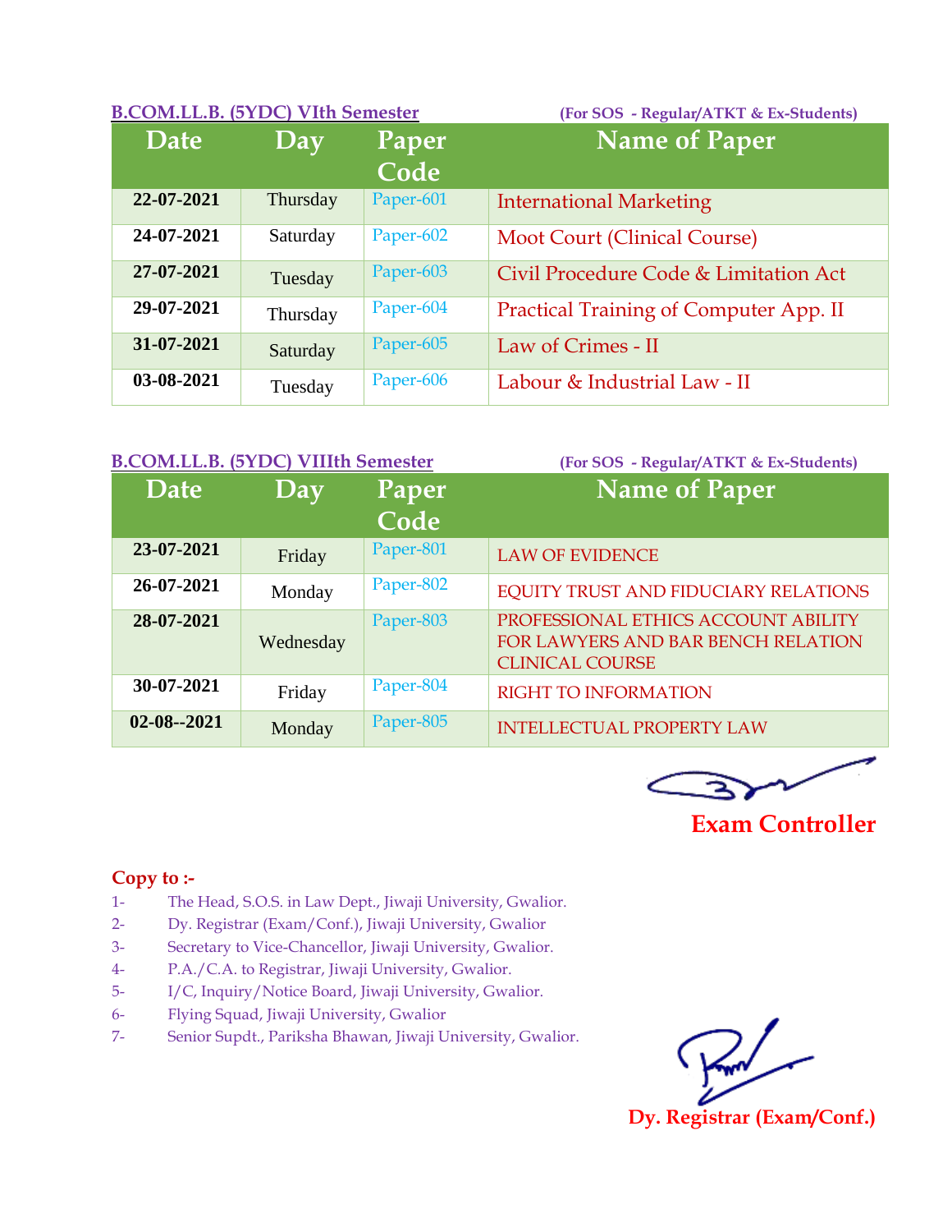**B.COM.LL.B. (5YDC) VIth Semester** (For SOS - Regular/ATKT & Ex-Students)

| Date | Day | Paper Code | Name of Paper |
|---|---|---|---|
| 22-07-2021 | Thursday | Paper-601 | International Marketing |
| 24-07-2021 | Saturday | Paper-602 | Moot Court (Clinical Course) |
| 27-07-2021 | Tuesday | Paper-603 | Civil Procedure Code & Limitation Act |
| 29-07-2021 | Thursday | Paper-604 | Practical Training of Computer App. II |
| 31-07-2021 | Saturday | Paper-605 | Law of Crimes - II |
| 03-08-2021 | Tuesday | Paper-606 | Labour & Industrial Law - II |

**B.COM.LL.B. (5YDC) VIIIth Semester** (For SOS - Regular/ATKT & Ex-Students)

| Date | Day | Paper Code | Name of Paper |
|---|---|---|---|
| 23-07-2021 | Friday | Paper-801 | LAW OF EVIDENCE |
| 26-07-2021 | Monday | Paper-802 | EQUITY TRUST AND FIDUCIARY RELATIONS |
| 28-07-2021 | Wednesday | Paper-803 | PROFESSIONAL ETHICS ACCOUNT ABILITY FOR LAWYERS AND BAR BENCH RELATION CLINICAL COURSE |
| 30-07-2021 | Friday | Paper-804 | RIGHT TO INFORMATION |
| 02-08--2021 | Monday | Paper-805 | INTELLECTUAL PROPERTY LAW |

**Exam Controller**

**Copy to :-**

1- The Head, S.O.S. in Law Dept., Jiwaji University, Gwalior.
2- Dy. Registrar (Exam/Conf.), Jiwaji University, Gwalior
3- Secretary to Vice-Chancellor, Jiwaji University, Gwalior.
4- P.A./C.A. to Registrar, Jiwaji University, Gwalior.
5- I/C, Inquiry/Notice Board, Jiwaji University, Gwalior.
6- Flying Squad, Jiwaji University, Gwalior
7- Senior Supdt., Pariksha Bhawan, Jiwaji University, Gwalior.

**Dy. Registrar (Exam/Conf.)**